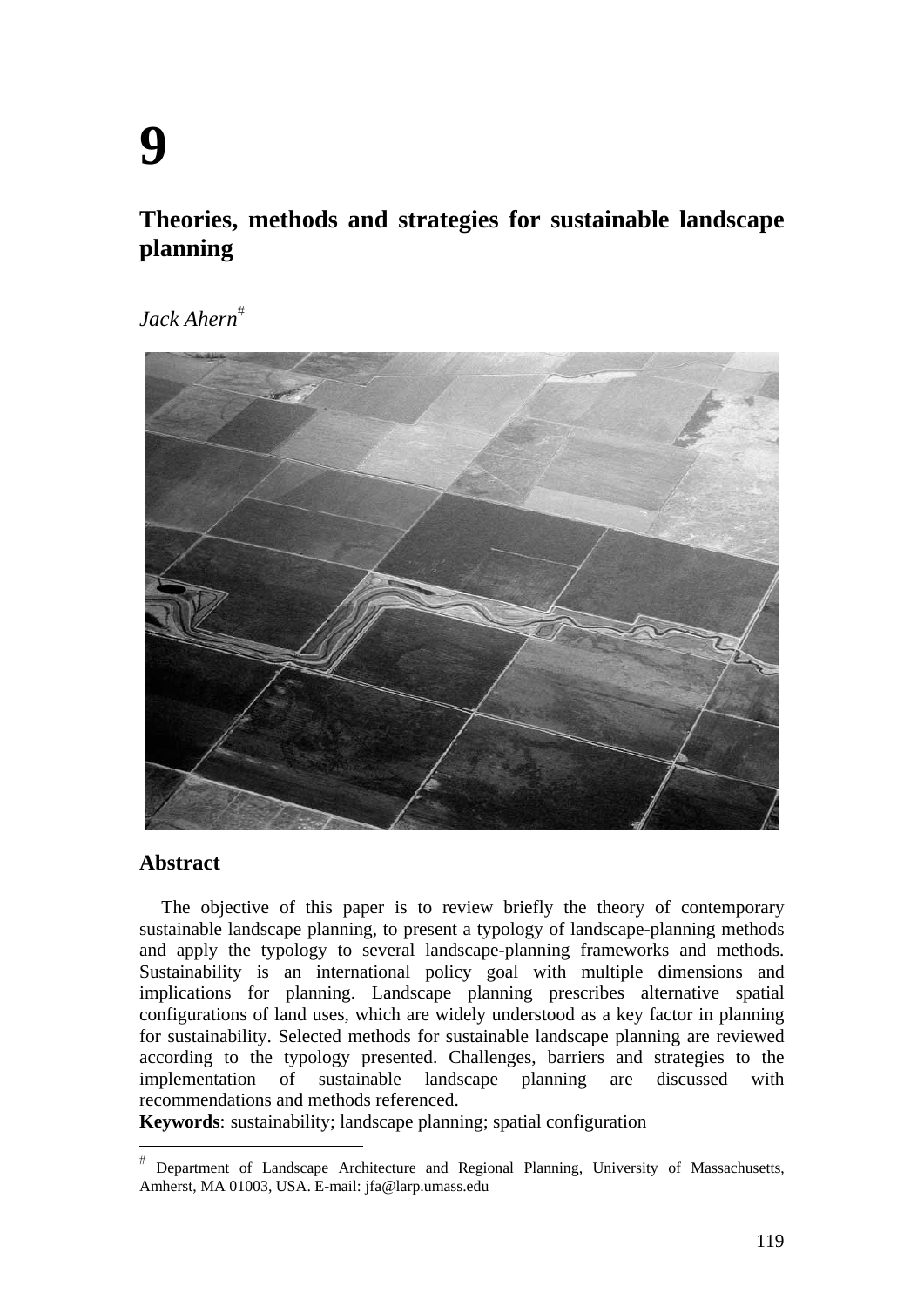# 9

## Theories, methods and strategies for sustainable landscape planning

*Jack Ahern*[#]

### Abstract

The objective of this paper is to review briefly the theory of contemporary sustainable landscape planning, to present a typology of landscape-planning methods and apply the typology to several landscape-planning frameworks and methods. Sustainability is an international policy goal with multiple dimensions and implications for planning. Landscape planning prescribes alternative spatial configurations of land uses, which are widely understood as a key factor in planning for sustainability. Selected methods for sustainable landscape planning are reviewed according to the typology presented. Challenges, barriers and strategies to the implementation of sustainable landscape planning are discussed with recommendations and methods referenced.

**Keywords**: sustainability; landscape planning; spatial configuration

[#] Department of Landscape Architecture and Regional Planning, University of Massachusetts, Amherst, MA 01003, USA. E-mail: jfa@larp.umass.edu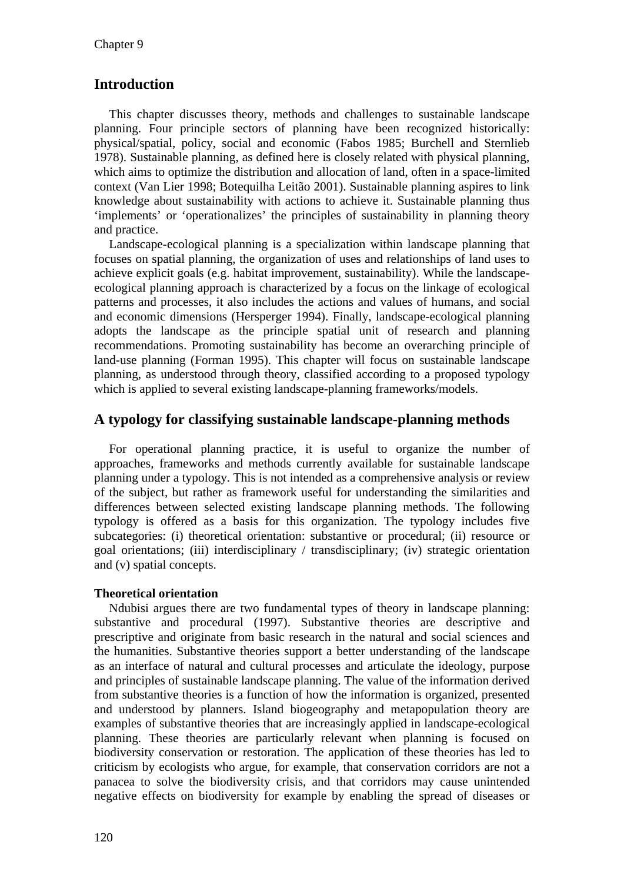## Introduction

This chapter discusses theory, methods and challenges to sustainable landscape planning. Four principle sectors of planning have been recognized historically: physical/spatial, policy, social and economic (Fabos 1985; Burchell and Sternlieb 1978). Sustainable planning, as defined here is closely related with physical planning, which aims to optimize the distribution and allocation of land, often in a space-limited context (Van Lier 1998; Botequilha Leitão 2001). Sustainable planning aspires to link knowledge about sustainability with actions to achieve it. Sustainable planning thus 'implements' or 'operationalizes' the principles of sustainability in planning theory and practice.

Landscape-ecological planning is a specialization within landscape planning that focuses on spatial planning, the organization of uses and relationships of land uses to achieve explicit goals (e.g. habitat improvement, sustainability). While the landscape-ecological planning approach is characterized by a focus on the linkage of ecological patterns and processes, it also includes the actions and values of humans, and social and economic dimensions (Hersperger 1994). Finally, landscape-ecological planning adopts the landscape as the principle spatial unit of research and planning recommendations. Promoting sustainability has become an overarching principle of land-use planning (Forman 1995). This chapter will focus on sustainable landscape planning, as understood through theory, classified according to a proposed typology which is applied to several existing landscape-planning frameworks/models.

## A typology for classifying sustainable landscape-planning methods

For operational planning practice, it is useful to organize the number of approaches, frameworks and methods currently available for sustainable landscape planning under a typology. This is not intended as a comprehensive analysis or review of the subject, but rather as framework useful for understanding the similarities and differences between selected existing landscape planning methods. The following typology is offered as a basis for this organization. The typology includes five subcategories: (i) theoretical orientation: substantive or procedural; (ii) resource or goal orientations; (iii) interdisciplinary / transdisciplinary; (iv) strategic orientation and (v) spatial concepts.

### Theoretical orientation

Ndubisi argues there are two fundamental types of theory in landscape planning: substantive and procedural (1997). Substantive theories are descriptive and prescriptive and originate from basic research in the natural and social sciences and the humanities. Substantive theories support a better understanding of the landscape as an interface of natural and cultural processes and articulate the ideology, purpose and principles of sustainable landscape planning. The value of the information derived from substantive theories is a function of how the information is organized, presented and understood by planners. Island biogeography and metapopulation theory are examples of substantive theories that are increasingly applied in landscape-ecological planning. These theories are particularly relevant when planning is focused on biodiversity conservation or restoration. The application of these theories has led to criticism by ecologists who argue, for example, that conservation corridors are not a panacea to solve the biodiversity crisis, and that corridors may cause unintended negative effects on biodiversity for example by enabling the spread of diseases or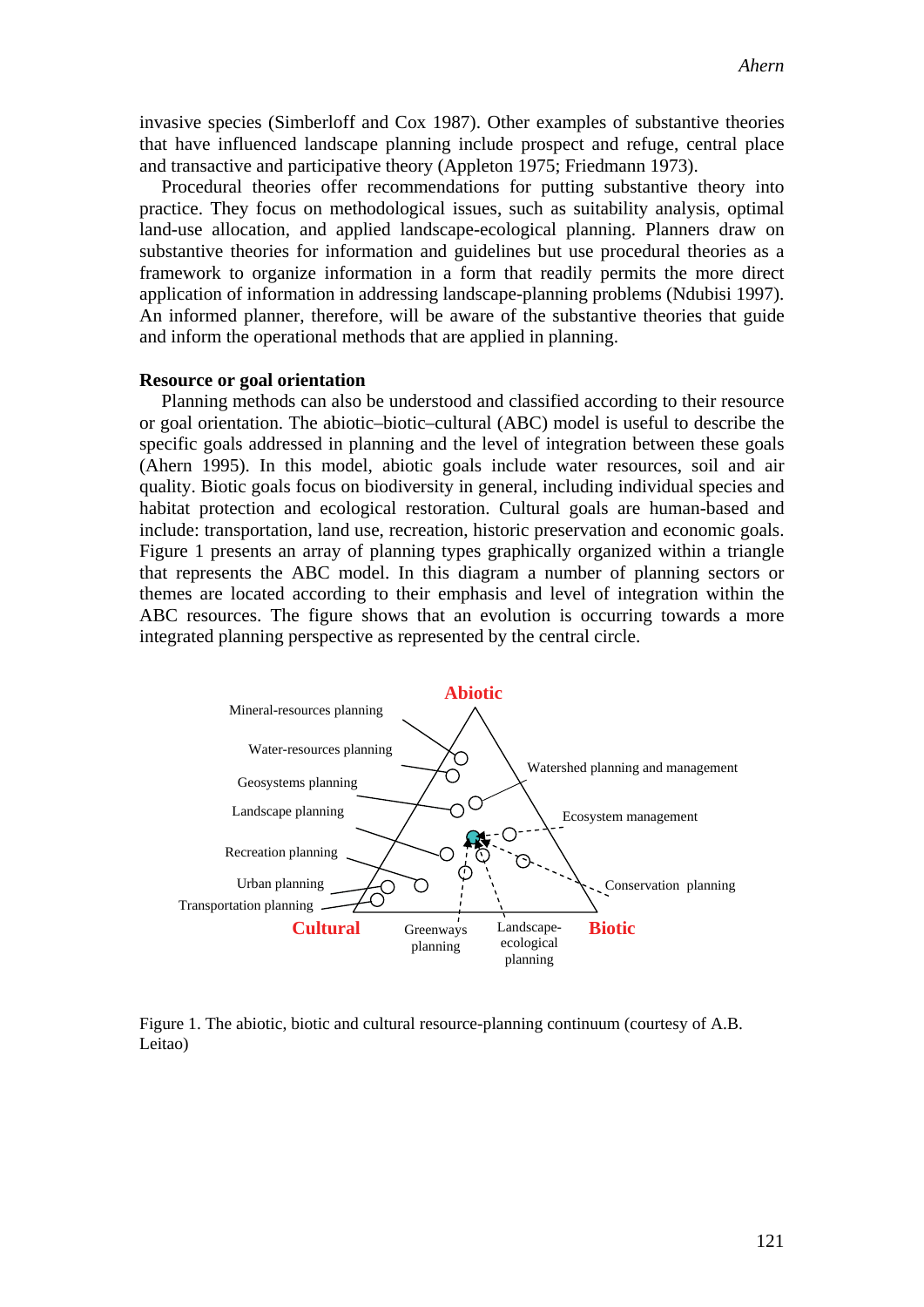invasive species (Simberloff and Cox 1987). Other examples of substantive theories that have influenced landscape planning include prospect and refuge, central place and transactive and participative theory (Appleton 1975; Friedmann 1973).

Procedural theories offer recommendations for putting substantive theory into practice. They focus on methodological issues, such as suitability analysis, optimal land-use allocation, and applied landscape-ecological planning. Planners draw on substantive theories for information and guidelines but use procedural theories as a framework to organize information in a form that readily permits the more direct application of information in addressing landscape-planning problems (Ndubisi 1997). An informed planner, therefore, will be aware of the substantive theories that guide and inform the operational methods that are applied in planning.

**Resource or goal orientation**

Planning methods can also be understood and classified according to their resource or goal orientation. The abiotic–biotic–cultural (ABC) model is useful to describe the specific goals addressed in planning and the level of integration between these goals (Ahern 1995). In this model, abiotic goals include water resources, soil and air quality. Biotic goals focus on biodiversity in general, including individual species and habitat protection and ecological restoration. Cultural goals are human-based and include: transportation, land use, recreation, historic preservation and economic goals. Figure 1 presents an array of planning types graphically organized within a triangle that represents the ABC model. In this diagram a number of planning sectors or themes are located according to their emphasis and level of integration within the ABC resources. The figure shows that an evolution is occurring towards a more integrated planning perspective as represented by the central circle.

Figure 1. The abiotic, biotic and cultural resource-planning continuum (courtesy of A.B. Leitao)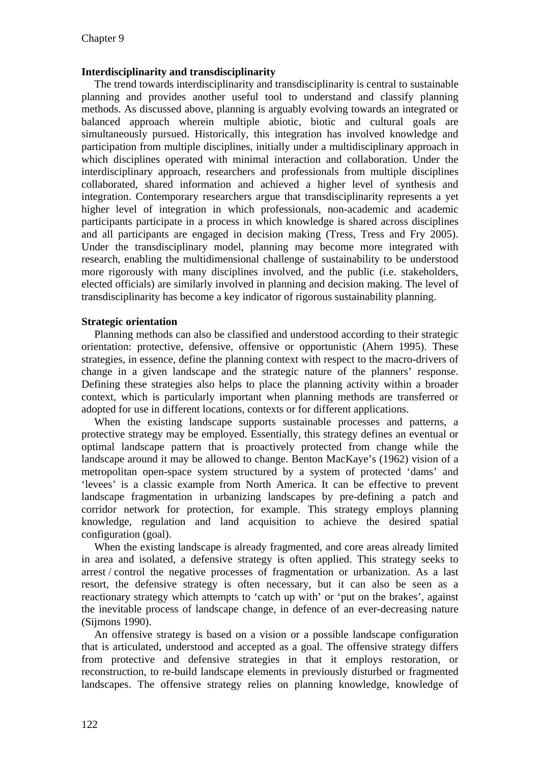**Interdisciplinarity and transdisciplinarity**

The trend towards interdisciplinarity and transdisciplinarity is central to sustainable planning and provides another useful tool to understand and classify planning methods. As discussed above, planning is arguably evolving towards an integrated or balanced approach wherein multiple abiotic, biotic and cultural goals are simultaneously pursued. Historically, this integration has involved knowledge and participation from multiple disciplines, initially under a multidisciplinary approach in which disciplines operated with minimal interaction and collaboration. Under the interdisciplinary approach, researchers and professionals from multiple disciplines collaborated, shared information and achieved a higher level of synthesis and integration. Contemporary researchers argue that transdisciplinarity represents a yet higher level of integration in which professionals, non-academic and academic participants participate in a process in which knowledge is shared across disciplines and all participants are engaged in decision making (Tress, Tress and Fry 2005). Under the transdisciplinary model, planning may become more integrated with research, enabling the multidimensional challenge of sustainability to be understood more rigorously with many disciplines involved, and the public (i.e. stakeholders, elected officials) are similarly involved in planning and decision making. The level of transdisciplinarity has become a key indicator of rigorous sustainability planning.

**Strategic orientation**

Planning methods can also be classified and understood according to their strategic orientation: protective, defensive, offensive or opportunistic (Ahern 1995). These strategies, in essence, define the planning context with respect to the macro-drivers of change in a given landscape and the strategic nature of the planners' response. Defining these strategies also helps to place the planning activity within a broader context, which is particularly important when planning methods are transferred or adopted for use in different locations, contexts or for different applications.

When the existing landscape supports sustainable processes and patterns, a protective strategy may be employed. Essentially, this strategy defines an eventual or optimal landscape pattern that is proactively protected from change while the landscape around it may be allowed to change. Benton MacKaye's (1962) vision of a metropolitan open-space system structured by a system of protected 'dams' and 'levees' is a classic example from North America. It can be effective to prevent landscape fragmentation in urbanizing landscapes by pre-defining a patch and corridor network for protection, for example. This strategy employs planning knowledge, regulation and land acquisition to achieve the desired spatial configuration (goal).

When the existing landscape is already fragmented, and core areas already limited in area and isolated, a defensive strategy is often applied. This strategy seeks to arrest / control the negative processes of fragmentation or urbanization. As a last resort, the defensive strategy is often necessary, but it can also be seen as a reactionary strategy which attempts to 'catch up with' or 'put on the brakes', against the inevitable process of landscape change, in defence of an ever-decreasing nature (Sijmons 1990).

An offensive strategy is based on a vision or a possible landscape configuration that is articulated, understood and accepted as a goal. The offensive strategy differs from protective and defensive strategies in that it employs restoration, or reconstruction, to re-build landscape elements in previously disturbed or fragmented landscapes. The offensive strategy relies on planning knowledge, knowledge of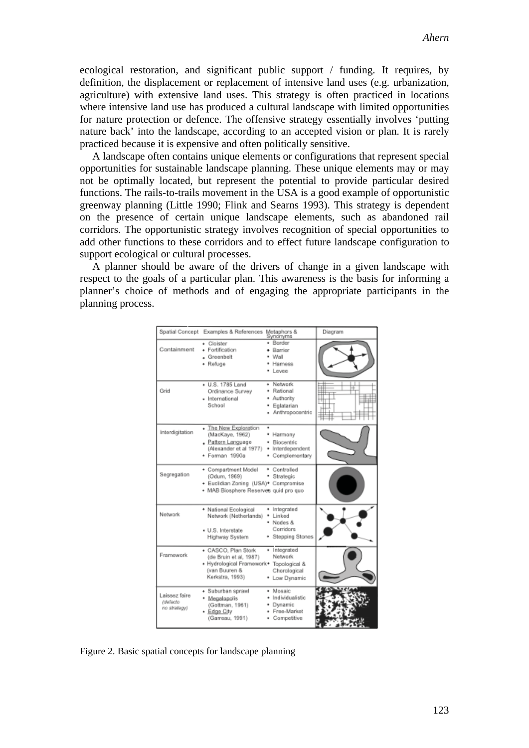ecological restoration, and significant public support / funding. It requires, by definition, the displacement or replacement of intensive land uses (e.g. urbanization, agriculture) with extensive land uses. This strategy is often practiced in locations where intensive land use has produced a cultural landscape with limited opportunities for nature protection or defence. The offensive strategy essentially involves 'putting nature back' into the landscape, according to an accepted vision or plan. It is rarely practiced because it is expensive and often politically sensitive.

A landscape often contains unique elements or configurations that represent special opportunities for sustainable landscape planning. These unique elements may or may not be optimally located, but represent the potential to provide particular desired functions. The rails-to-trails movement in the USA is a good example of opportunistic greenway planning (Little 1990; Flink and Searns 1993). This strategy is dependent on the presence of certain unique landscape elements, such as abandoned rail corridors. The opportunistic strategy involves recognition of special opportunities to add other functions to these corridors and to effect future landscape configuration to support ecological or cultural processes.

A planner should be aware of the drivers of change in a given landscape with respect to the goals of a particular plan. This awareness is the basis for informing a planner's choice of methods and of engaging the appropriate participants in the planning process.

| Spatial Concept | Examples & References | Metaphors & Synonyms | Diagram |
|---|---|---|---|
| Containment | • Cloister<br>• Fortification<br>• Greenbelt<br>• Refuge | • Border<br>• Barrier<br>• Wall<br>• Harness<br>• Levee | |
| Grid | • U.S. 1785 Land Ordinance Survey<br>• International School | • Network<br>• Rational<br>• Authority<br>• Eglatarian<br>• Anthropocentric | |
| Interdigitation | • The New Exploration (MacKaye, 1962)<br>• Pattern Language (Alexander et al 1977)<br>• Forman 1990a | •<br>• Harmony<br>• Biocentric<br>• Interdependent<br>• Complementary | |
| Segregation | • Compartment Model (Odum, 1969)<br>• Euclidian Zoning (USA)<br>• MAB Biosphere Reserves | • Controlled<br>• Strategic<br>• Compromise<br>• quid pro quo | |
| Network | • National Ecological Network (Netherlands)<br>• U.S. Interstate Highway System | • Integrated<br>• Linked<br>• Nodes & Corridors<br>• Stepping Stones | |
| Framework | • CASCO, Plan Stork (de Bruin et al, 1987)<br>• Hydrological Framework (van Buuren & Kerkstra, 1993) | • Integrated Network<br>• Topological & Chorological<br>• Low Dynamic | |
| Laissez faire *(defacto no strategy)* | • Suburban sprawl<br>• Megalopolis (Gottman, 1961)<br>• Edge City (Garreau, 1991) | • Mosaic<br>• Individualistic<br>• Dynamic<br>• Free-Market<br>• Competitive | |

Figure 2. Basic spatial concepts for landscape planning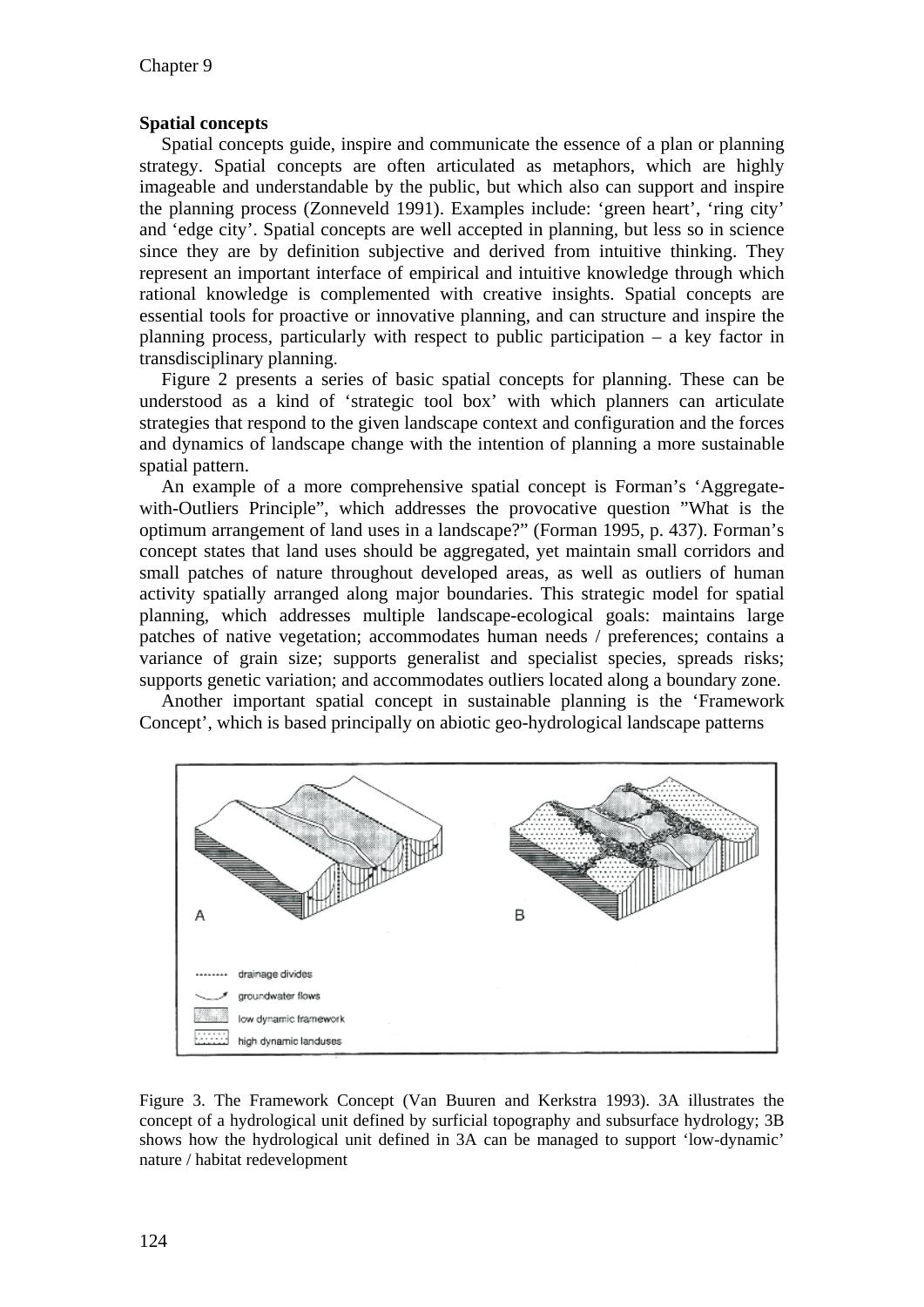**Spatial concepts**

Spatial concepts guide, inspire and communicate the essence of a plan or planning strategy. Spatial concepts are often articulated as metaphors, which are highly imageable and understandable by the public, but which also can support and inspire the planning process (Zonneveld 1991). Examples include: 'green heart', 'ring city' and 'edge city'. Spatial concepts are well accepted in planning, but less so in science since they are by definition subjective and derived from intuitive thinking. They represent an important interface of empirical and intuitive knowledge through which rational knowledge is complemented with creative insights. Spatial concepts are essential tools for proactive or innovative planning, and can structure and inspire the planning process, particularly with respect to public participation – a key factor in transdisciplinary planning.

Figure 2 presents a series of basic spatial concepts for planning. These can be understood as a kind of 'strategic tool box' with which planners can articulate strategies that respond to the given landscape context and configuration and the forces and dynamics of landscape change with the intention of planning a more sustainable spatial pattern.

An example of a more comprehensive spatial concept is Forman's 'Aggregate-with-Outliers Principle", which addresses the provocative question "What is the optimum arrangement of land uses in a landscape?" (Forman 1995, p. 437). Forman's concept states that land uses should be aggregated, yet maintain small corridors and small patches of nature throughout developed areas, as well as outliers of human activity spatially arranged along major boundaries. This strategic model for spatial planning, which addresses multiple landscape-ecological goals: maintains large patches of native vegetation; accommodates human needs / preferences; contains a variance of grain size; supports generalist and specialist species, spreads risks; supports genetic variation; and accommodates outliers located along a boundary zone.

Another important spatial concept in sustainable planning is the 'Framework Concept', which is based principally on abiotic geo-hydrological landscape patterns

Figure 3. The Framework Concept (Van Buuren and Kerkstra 1993). 3A illustrates the concept of a hydrological unit defined by surficial topography and subsurface hydrology; 3B shows how the hydrological unit defined in 3A can be managed to support 'low-dynamic' nature / habitat redevelopment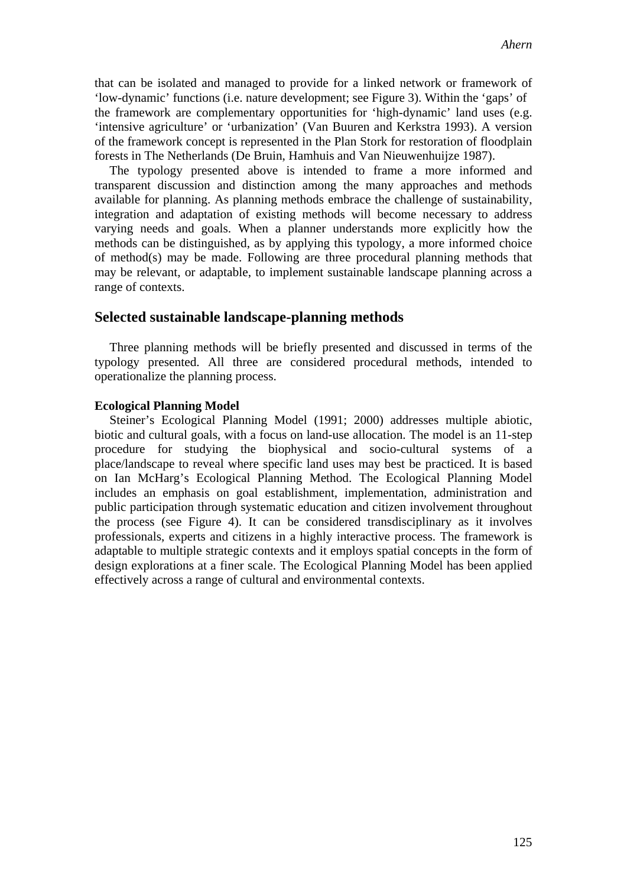that can be isolated and managed to provide for a linked network or framework of ‘low-dynamic’ functions (i.e. nature development; see Figure 3). Within the ‘gaps’ of the framework are complementary opportunities for ‘high-dynamic’ land uses (e.g. ‘intensive agriculture’ or ‘urbanization’ (Van Buuren and Kerkstra 1993). A version of the framework concept is represented in the Plan Stork for restoration of floodplain forests in The Netherlands (De Bruin, Hamhuis and Van Nieuwenhuijze 1987).

The typology presented above is intended to frame a more informed and transparent discussion and distinction among the many approaches and methods available for planning. As planning methods embrace the challenge of sustainability, integration and adaptation of existing methods will become necessary to address varying needs and goals. When a planner understands more explicitly how the methods can be distinguished, as by applying this typology, a more informed choice of method(s) may be made. Following are three procedural planning methods that may be relevant, or adaptable, to implement sustainable landscape planning across a range of contexts.

## Selected sustainable landscape-planning methods

Three planning methods will be briefly presented and discussed in terms of the typology presented. All three are considered procedural methods, intended to operationalize the planning process.

**Ecological Planning Model**

Steiner’s Ecological Planning Model (1991; 2000) addresses multiple abiotic, biotic and cultural goals, with a focus on land-use allocation. The model is an 11-step procedure for studying the biophysical and socio-cultural systems of a place/landscape to reveal where specific land uses may best be practiced. It is based on Ian McHarg’s Ecological Planning Method. The Ecological Planning Model includes an emphasis on goal establishment, implementation, administration and public participation through systematic education and citizen involvement throughout the process (see Figure 4). It can be considered transdisciplinary as it involves professionals, experts and citizens in a highly interactive process. The framework is adaptable to multiple strategic contexts and it employs spatial concepts in the form of design explorations at a finer scale. The Ecological Planning Model has been applied effectively across a range of cultural and environmental contexts.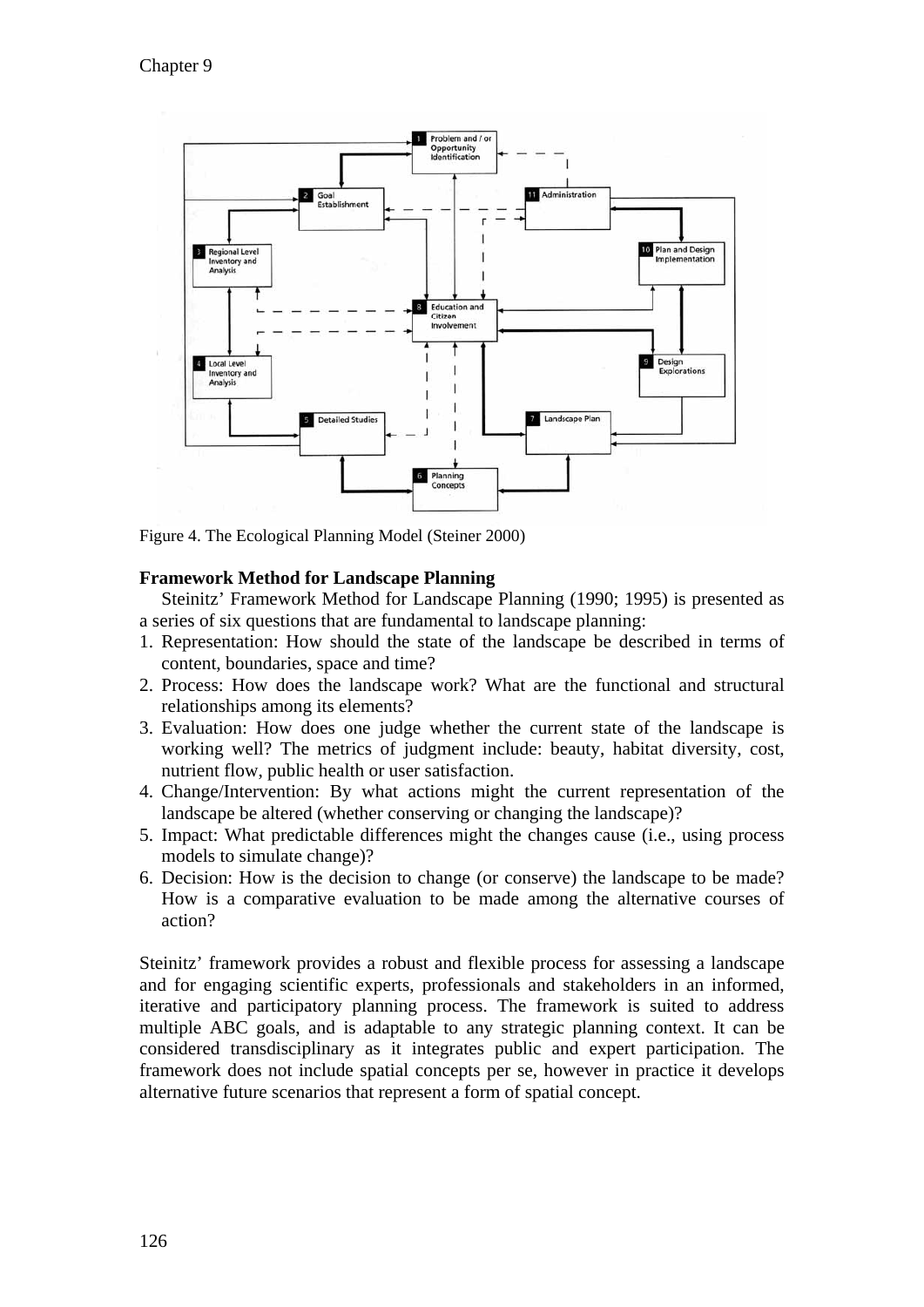Figure 4. The Ecological Planning Model (Steiner 2000)

**Framework Method for Landscape Planning**

Steinitz' Framework Method for Landscape Planning (1990; 1995) is presented as a series of six questions that are fundamental to landscape planning:

1. Representation: How should the state of the landscape be described in terms of content, boundaries, space and time?
2. Process: How does the landscape work? What are the functional and structural relationships among its elements?
3. Evaluation: How does one judge whether the current state of the landscape is working well? The metrics of judgment include: beauty, habitat diversity, cost, nutrient flow, public health or user satisfaction.
4. Change/Intervention: By what actions might the current representation of the landscape be altered (whether conserving or changing the landscape)?
5. Impact: What predictable differences might the changes cause (i.e., using process models to simulate change)?
6. Decision: How is the decision to change (or conserve) the landscape to be made? How is a comparative evaluation to be made among the alternative courses of action?

Steinitz' framework provides a robust and flexible process for assessing a landscape and for engaging scientific experts, professionals and stakeholders in an informed, iterative and participatory planning process. The framework is suited to address multiple ABC goals, and is adaptable to any strategic planning context. It can be considered transdisciplinary as it integrates public and expert participation. The framework does not include spatial concepts per se, however in practice it develops alternative future scenarios that represent a form of spatial concept.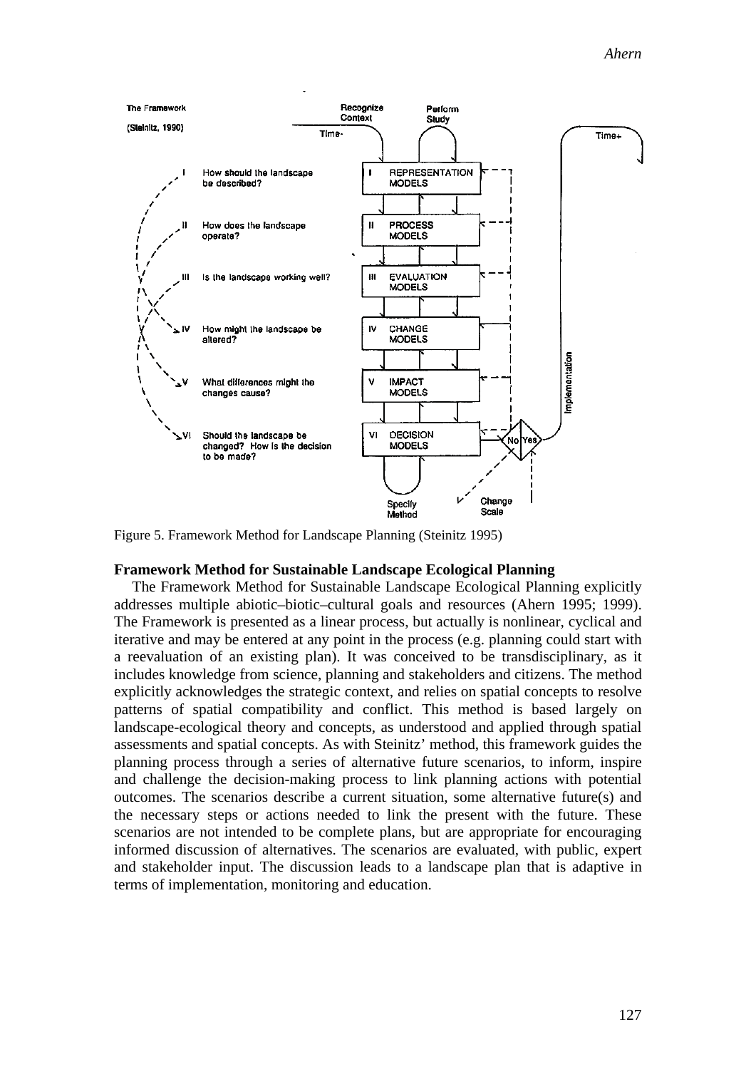Figure 5. Framework Method for Landscape Planning (Steinitz 1995)

### Framework Method for Sustainable Landscape Ecological Planning

The Framework Method for Sustainable Landscape Ecological Planning explicitly addresses multiple abiotic–biotic–cultural goals and resources (Ahern 1995; 1999). The Framework is presented as a linear process, but actually is nonlinear, cyclical and iterative and may be entered at any point in the process (e.g. planning could start with a reevaluation of an existing plan). It was conceived to be transdisciplinary, as it includes knowledge from science, planning and stakeholders and citizens. The method explicitly acknowledges the strategic context, and relies on spatial concepts to resolve patterns of spatial compatibility and conflict. This method is based largely on landscape-ecological theory and concepts, as understood and applied through spatial assessments and spatial concepts. As with Steinitz' method, this framework guides the planning process through a series of alternative future scenarios, to inform, inspire and challenge the decision-making process to link planning actions with potential outcomes. The scenarios describe a current situation, some alternative future(s) and the necessary steps or actions needed to link the present with the future. These scenarios are not intended to be complete plans, but are appropriate for encouraging informed discussion of alternatives. The scenarios are evaluated, with public, expert and stakeholder input. The discussion leads to a landscape plan that is adaptive in terms of implementation, monitoring and education.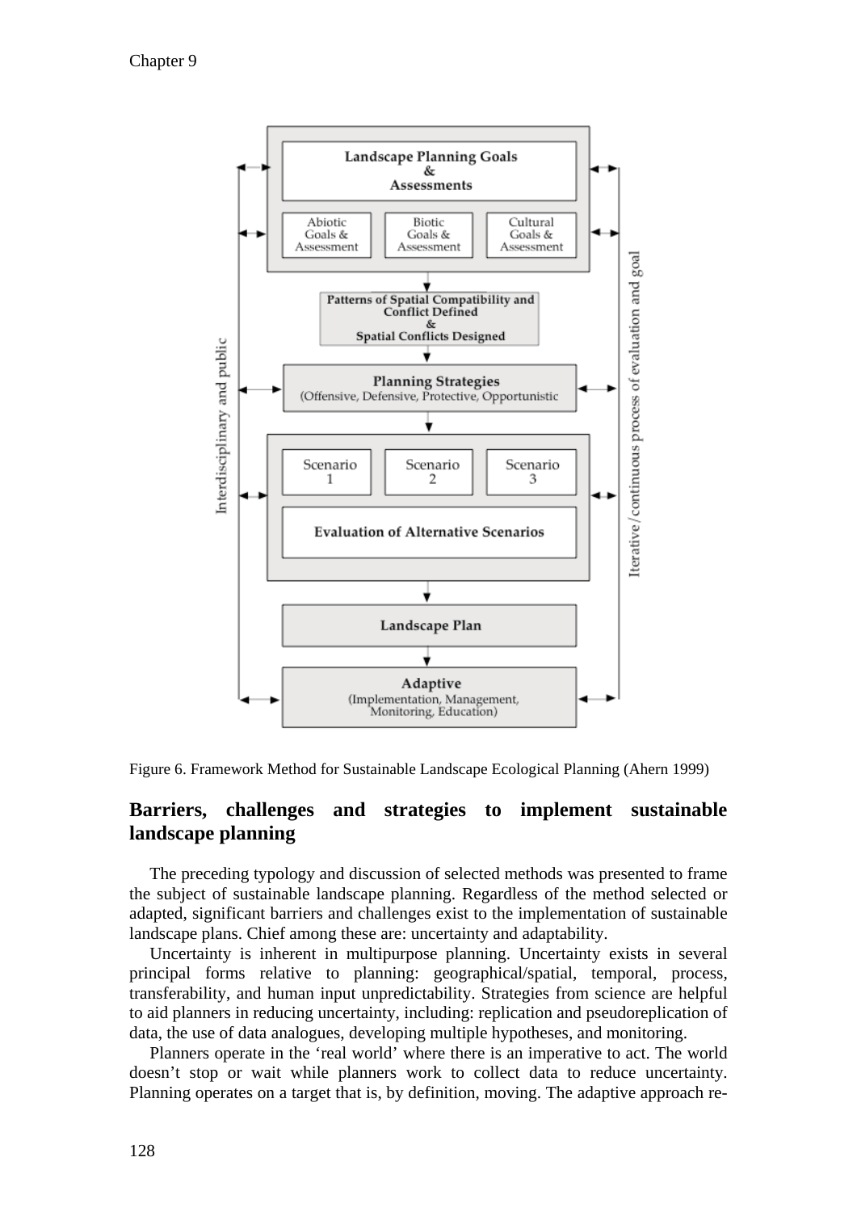Landscape Planning Goals & Assessments

Abiotic Goals & Assessment

Biotic Goals & Assessment

Cultural Goals & Assessment

Patterns of Spatial Compatibility and Conflict Defined & Spatial Conflicts Designed

Planning Strategies (Offensive, Defensive, Protective, Opportunistic

Scenario 1

Scenario 2

Scenario 3

Evaluation of Alternative Scenarios

Landscape Plan

Adaptive (Implementation, Management, Monitoring, Education)

Interdisciplinary and public

Iterative/continuous process of evaluation and goal

Figure 6. Framework Method for Sustainable Landscape Ecological Planning (Ahern 1999)

## Barriers, challenges and strategies to implement sustainable landscape planning

The preceding typology and discussion of selected methods was presented to frame the subject of sustainable landscape planning. Regardless of the method selected or adapted, significant barriers and challenges exist to the implementation of sustainable landscape plans. Chief among these are: uncertainty and adaptability.

Uncertainty is inherent in multipurpose planning. Uncertainty exists in several principal forms relative to planning: geographical/spatial, temporal, process, transferability, and human input unpredictability. Strategies from science are helpful to aid planners in reducing uncertainty, including: replication and pseudoreplication of data, the use of data analogues, developing multiple hypotheses, and monitoring.

Planners operate in the 'real world' where there is an imperative to act. The world doesn't stop or wait while planners work to collect data to reduce uncertainty. Planning operates on a target that is, by definition, moving. The adaptive approach re-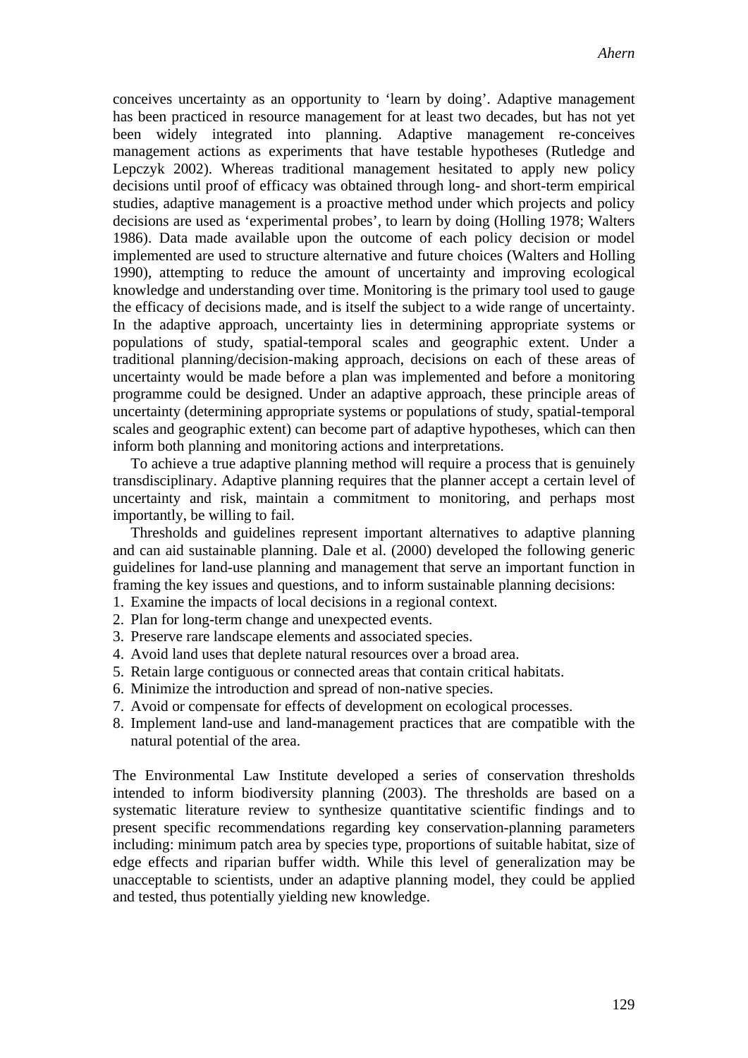conceives uncertainty as an opportunity to 'learn by doing'. Adaptive management has been practiced in resource management for at least two decades, but has not yet been widely integrated into planning. Adaptive management re-conceives management actions as experiments that have testable hypotheses (Rutledge and Lepczyk 2002). Whereas traditional management hesitated to apply new policy decisions until proof of efficacy was obtained through long- and short-term empirical studies, adaptive management is a proactive method under which projects and policy decisions are used as 'experimental probes', to learn by doing (Holling 1978; Walters 1986). Data made available upon the outcome of each policy decision or model implemented are used to structure alternative and future choices (Walters and Holling 1990), attempting to reduce the amount of uncertainty and improving ecological knowledge and understanding over time. Monitoring is the primary tool used to gauge the efficacy of decisions made, and is itself the subject to a wide range of uncertainty. In the adaptive approach, uncertainty lies in determining appropriate systems or populations of study, spatial-temporal scales and geographic extent. Under a traditional planning/decision-making approach, decisions on each of these areas of uncertainty would be made before a plan was implemented and before a monitoring programme could be designed. Under an adaptive approach, these principle areas of uncertainty (determining appropriate systems or populations of study, spatial-temporal scales and geographic extent) can become part of adaptive hypotheses, which can then inform both planning and monitoring actions and interpretations.

To achieve a true adaptive planning method will require a process that is genuinely transdisciplinary. Adaptive planning requires that the planner accept a certain level of uncertainty and risk, maintain a commitment to monitoring, and perhaps most importantly, be willing to fail.

Thresholds and guidelines represent important alternatives to adaptive planning and can aid sustainable planning. Dale et al. (2000) developed the following generic guidelines for land-use planning and management that serve an important function in framing the key issues and questions, and to inform sustainable planning decisions:

1. Examine the impacts of local decisions in a regional context.
2. Plan for long-term change and unexpected events.
3. Preserve rare landscape elements and associated species.
4. Avoid land uses that deplete natural resources over a broad area.
5. Retain large contiguous or connected areas that contain critical habitats.
6. Minimize the introduction and spread of non-native species.
7. Avoid or compensate for effects of development on ecological processes.
8. Implement land-use and land-management practices that are compatible with the natural potential of the area.

The Environmental Law Institute developed a series of conservation thresholds intended to inform biodiversity planning (2003). The thresholds are based on a systematic literature review to synthesize quantitative scientific findings and to present specific recommendations regarding key conservation-planning parameters including: minimum patch area by species type, proportions of suitable habitat, size of edge effects and riparian buffer width. While this level of generalization may be unacceptable to scientists, under an adaptive planning model, they could be applied and tested, thus potentially yielding new knowledge.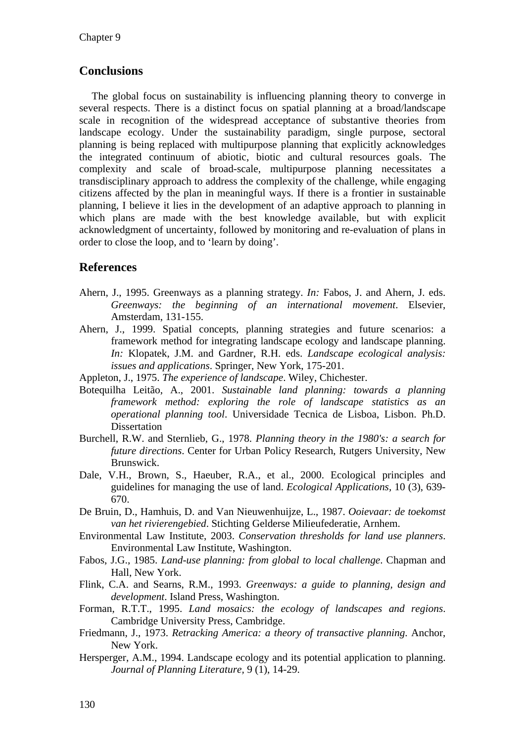## Conclusions

The global focus on sustainability is influencing planning theory to converge in several respects. There is a distinct focus on spatial planning at a broad/landscape scale in recognition of the widespread acceptance of substantive theories from landscape ecology. Under the sustainability paradigm, single purpose, sectoral planning is being replaced with multipurpose planning that explicitly acknowledges the integrated continuum of abiotic, biotic and cultural resources goals. The complexity and scale of broad-scale, multipurpose planning necessitates a transdisciplinary approach to address the complexity of the challenge, while engaging citizens affected by the plan in meaningful ways. If there is a frontier in sustainable planning, I believe it lies in the development of an adaptive approach to planning in which plans are made with the best knowledge available, but with explicit acknowledgment of uncertainty, followed by monitoring and re-evaluation of plans in order to close the loop, and to 'learn by doing'.

## References

Ahern, J., 1995. Greenways as a planning strategy. *In:* Fabos, J. and Ahern, J. eds. *Greenways: the beginning of an international movement*. Elsevier, Amsterdam, 131-155.

Ahern, J., 1999. Spatial concepts, planning strategies and future scenarios: a framework method for integrating landscape ecology and landscape planning. *In:* Klopatek, J.M. and Gardner, R.H. eds. *Landscape ecological analysis: issues and applications*. Springer, New York, 175-201.

Appleton, J., 1975. *The experience of landscape*. Wiley, Chichester.

Botequilha Leitão, A., 2001. *Sustainable land planning: towards a planning framework method: exploring the role of landscape statistics as an operational planning tool*. Universidade Tecnica de Lisboa, Lisbon. Ph.D. Dissertation

Burchell, R.W. and Sternlieb, G., 1978. *Planning theory in the 1980's: a search for future directions*. Center for Urban Policy Research, Rutgers University, New Brunswick.

Dale, V.H., Brown, S., Haeuber, R.A., et al., 2000. Ecological principles and guidelines for managing the use of land. *Ecological Applications*, 10 (3), 639-670.

De Bruin, D., Hamhuis, D. and Van Nieuwenhuijze, L., 1987. *Ooievaar: de toekomst van het rivierengebied*. Stichting Gelderse Milieufederatie, Arnhem.

Environmental Law Institute, 2003. *Conservation thresholds for land use planners*. Environmental Law Institute, Washington.

Fabos, J.G., 1985. *Land-use planning: from global to local challenge*. Chapman and Hall, New York.

Flink, C.A. and Searns, R.M., 1993. *Greenways: a guide to planning, design and development*. Island Press, Washington.

Forman, R.T.T., 1995. *Land mosaics: the ecology of landscapes and regions*. Cambridge University Press, Cambridge.

Friedmann, J., 1973. *Retracking America: a theory of transactive planning*. Anchor, New York.

Hersperger, A.M., 1994. Landscape ecology and its potential application to planning. *Journal of Planning Literature*, 9 (1), 14-29.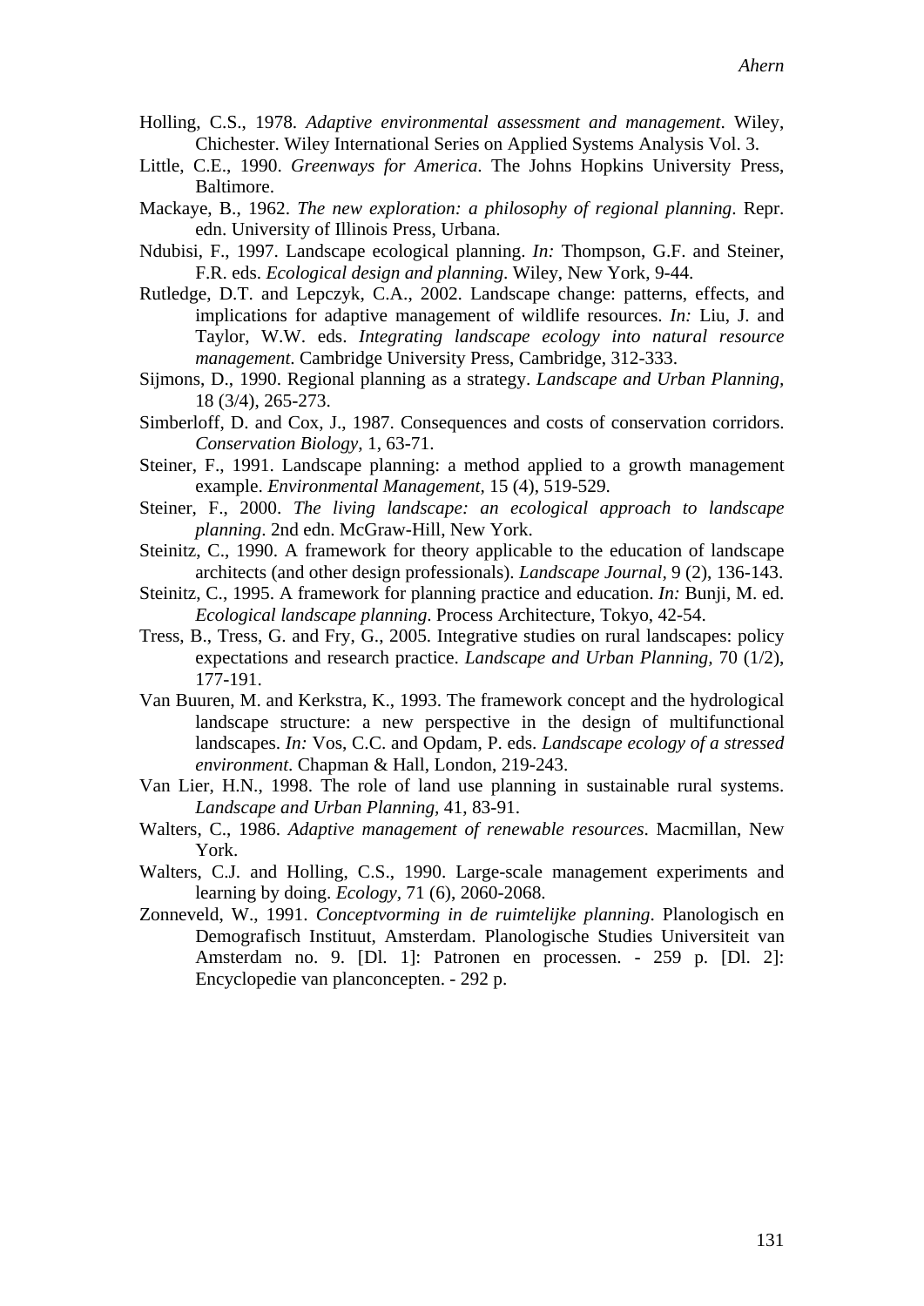Holling, C.S., 1978. *Adaptive environmental assessment and management*. Wiley, Chichester. Wiley International Series on Applied Systems Analysis Vol. 3.

Little, C.E., 1990. *Greenways for America*. The Johns Hopkins University Press, Baltimore.

Mackaye, B., 1962. *The new exploration: a philosophy of regional planning*. Repr. edn. University of Illinois Press, Urbana.

Ndubisi, F., 1997. Landscape ecological planning. *In:* Thompson, G.F. and Steiner, F.R. eds. *Ecological design and planning*. Wiley, New York, 9-44.

Rutledge, D.T. and Lepczyk, C.A., 2002. Landscape change: patterns, effects, and implications for adaptive management of wildlife resources. *In:* Liu, J. and Taylor, W.W. eds. *Integrating landscape ecology into natural resource management*. Cambridge University Press, Cambridge, 312-333.

Sijmons, D., 1990. Regional planning as a strategy. *Landscape and Urban Planning,* 18 (3/4), 265-273.

Simberloff, D. and Cox, J., 1987. Consequences and costs of conservation corridors. *Conservation Biology,* 1, 63-71.

Steiner, F., 1991. Landscape planning: a method applied to a growth management example. *Environmental Management,* 15 (4), 519-529.

Steiner, F., 2000. *The living landscape: an ecological approach to landscape planning*. 2nd edn. McGraw-Hill, New York.

Steinitz, C., 1990. A framework for theory applicable to the education of landscape architects (and other design professionals). *Landscape Journal,* 9 (2), 136-143.

Steinitz, C., 1995. A framework for planning practice and education. *In:* Bunji, M. ed. *Ecological landscape planning*. Process Architecture, Tokyo, 42-54.

Tress, B., Tress, G. and Fry, G., 2005. Integrative studies on rural landscapes: policy expectations and research practice. *Landscape and Urban Planning,* 70 (1/2), 177-191.

Van Buuren, M. and Kerkstra, K., 1993. The framework concept and the hydrological landscape structure: a new perspective in the design of multifunctional landscapes. *In:* Vos, C.C. and Opdam, P. eds. *Landscape ecology of a stressed environment*. Chapman & Hall, London, 219-243.

Van Lier, H.N., 1998. The role of land use planning in sustainable rural systems. *Landscape and Urban Planning,* 41, 83-91.

Walters, C., 1986. *Adaptive management of renewable resources*. Macmillan, New York.

Walters, C.J. and Holling, C.S., 1990. Large-scale management experiments and learning by doing. *Ecology,* 71 (6), 2060-2068.

Zonneveld, W., 1991. *Conceptvorming in de ruimtelijke planning*. Planologisch en Demografisch Instituut, Amsterdam. Planologische Studies Universiteit van Amsterdam no. 9. [Dl. 1]: Patronen en processen. - 259 p. [Dl. 2]: Encyclopedie van planconcepten. - 292 p.